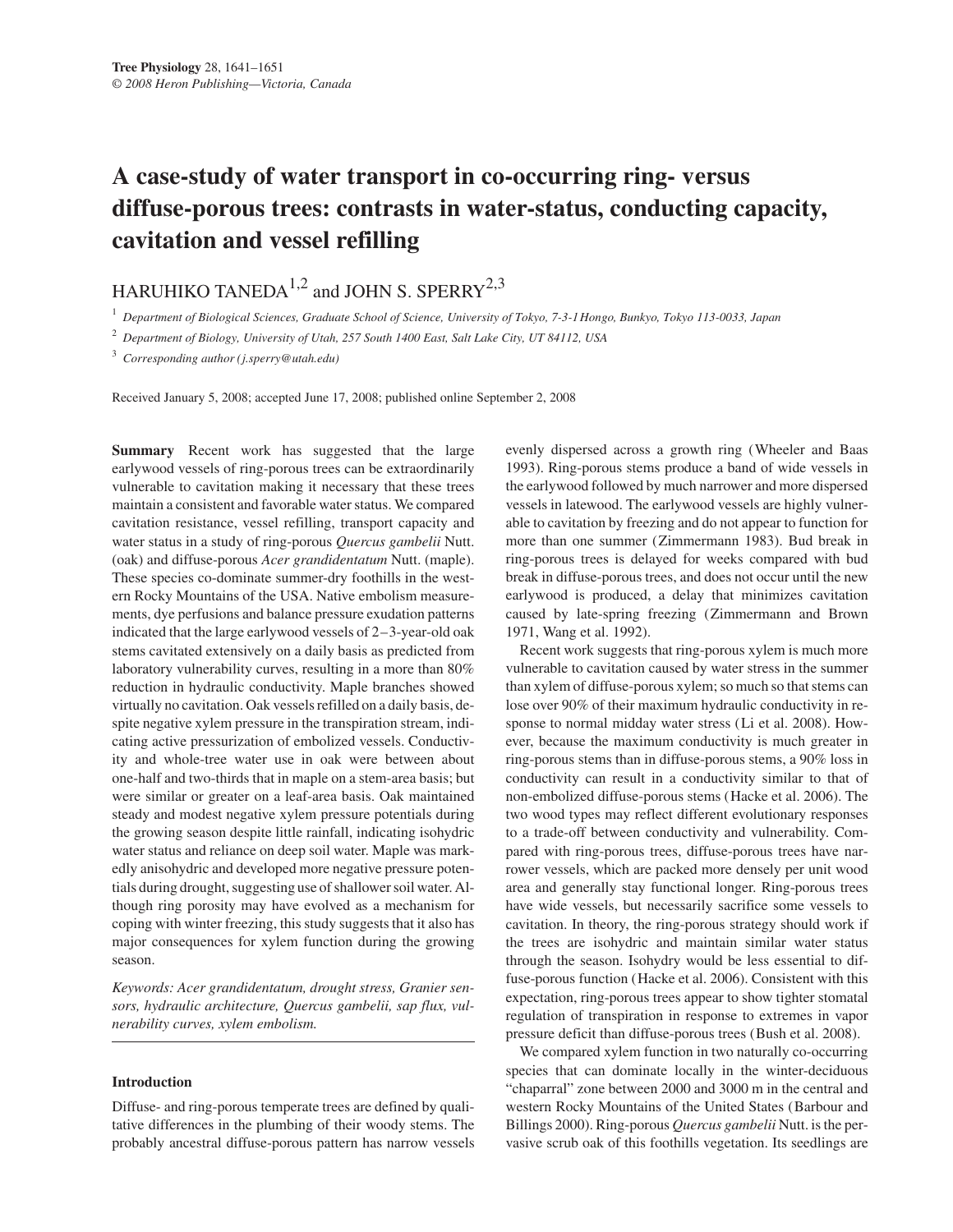# A case-study of water transport in co-occurring ring- versus diffuse-porous trees: contrasts in water-status, conducting capacity, cavitation and vessel refilling

HARUHIKO TANEDA[1,2] and JOHN S. SPERRY[2,3]

[1] *Department of Biological Sciences, Graduate School of Science, University of Tokyo, 7-3-1 Hongo, Bunkyo, Tokyo 113-0033, Japan*

[2] *Department of Biology, University of Utah, 257 South 1400 East, Salt Lake City, UT 84112, USA*

[3] *Corresponding author (j.sperry@utah.edu)*

Received January 5, 2008; accepted June 17, 2008; published online September 2, 2008

**Summary** Recent work has suggested that the large earlywood vessels of ring-porous trees can be extraordinarily vulnerable to cavitation making it necessary that these trees maintain a consistent and favorable water status. We compared cavitation resistance, vessel refilling, transport capacity and water status in a study of ring-porous *Quercus gambelii* Nutt. (oak) and diffuse-porous *Acer grandidentatum* Nutt. (maple). These species co-dominate summer-dry foothills in the western Rocky Mountains of the USA. Native embolism measurements, dye perfusions and balance pressure exudation patterns indicated that the large earlywood vessels of 2–3-year-old oak stems cavitated extensively on a daily basis as predicted from laboratory vulnerability curves, resulting in a more than 80% reduction in hydraulic conductivity. Maple branches showed virtually no cavitation. Oak vessels refilled on a daily basis, despite negative xylem pressure in the transpiration stream, indicating active pressurization of embolized vessels. Conductivity and whole-tree water use in oak were between about one-half and two-thirds that in maple on a stem-area basis; but were similar or greater on a leaf-area basis. Oak maintained steady and modest negative xylem pressure potentials during the growing season despite little rainfall, indicating isohydric water status and reliance on deep soil water. Maple was markedly anisohydric and developed more negative pressure potentials during drought, suggesting use of shallower soil water. Although ring porosity may have evolved as a mechanism for coping with winter freezing, this study suggests that it also has major consequences for xylem function during the growing season.

*Keywords: Acer grandidentatum, drought stress, Granier sensors, hydraulic architecture, Quercus gambelii, sap flux, vulnerability curves, xylem embolism.*

## Introduction

Diffuse- and ring-porous temperate trees are defined by qualitative differences in the plumbing of their woody stems. The probably ancestral diffuse-porous pattern has narrow vessels evenly dispersed across a growth ring (Wheeler and Baas 1993). Ring-porous stems produce a band of wide vessels in the earlywood followed by much narrower and more dispersed vessels in latewood. The earlywood vessels are highly vulnerable to cavitation by freezing and do not appear to function for more than one summer (Zimmermann 1983). Bud break in ring-porous trees is delayed for weeks compared with bud break in diffuse-porous trees, and does not occur until the new earlywood is produced, a delay that minimizes cavitation caused by late-spring freezing (Zimmermann and Brown 1971, Wang et al. 1992).

Recent work suggests that ring-porous xylem is much more vulnerable to cavitation caused by water stress in the summer than xylem of diffuse-porous xylem; so much so that stems can lose over 90% of their maximum hydraulic conductivity in response to normal midday water stress (Li et al. 2008). However, because the maximum conductivity is much greater in ring-porous stems than in diffuse-porous stems, a 90% loss in conductivity can result in a conductivity similar to that of non-embolized diffuse-porous stems (Hacke et al. 2006). The two wood types may reflect different evolutionary responses to a trade-off between conductivity and vulnerability. Compared with ring-porous trees, diffuse-porous trees have narrower vessels, which are packed more densely per unit wood area and generally stay functional longer. Ring-porous trees have wide vessels, but necessarily sacrifice some vessels to cavitation. In theory, the ring-porous strategy should work if the trees are isohydric and maintain similar water status through the season. Isohydry would be less essential to diffuse-porous function (Hacke et al. 2006). Consistent with this expectation, ring-porous trees appear to show tighter stomatal regulation of transpiration in response to extremes in vapor pressure deficit than diffuse-porous trees (Bush et al. 2008).

We compared xylem function in two naturally co-occurring species that can dominate locally in the winter-deciduous "chaparral" zone between 2000 and 3000 m in the central and western Rocky Mountains of the United States (Barbour and Billings 2000). Ring-porous *Quercus gambelii* Nutt. is the pervasive scrub oak of this foothills vegetation. Its seedlings are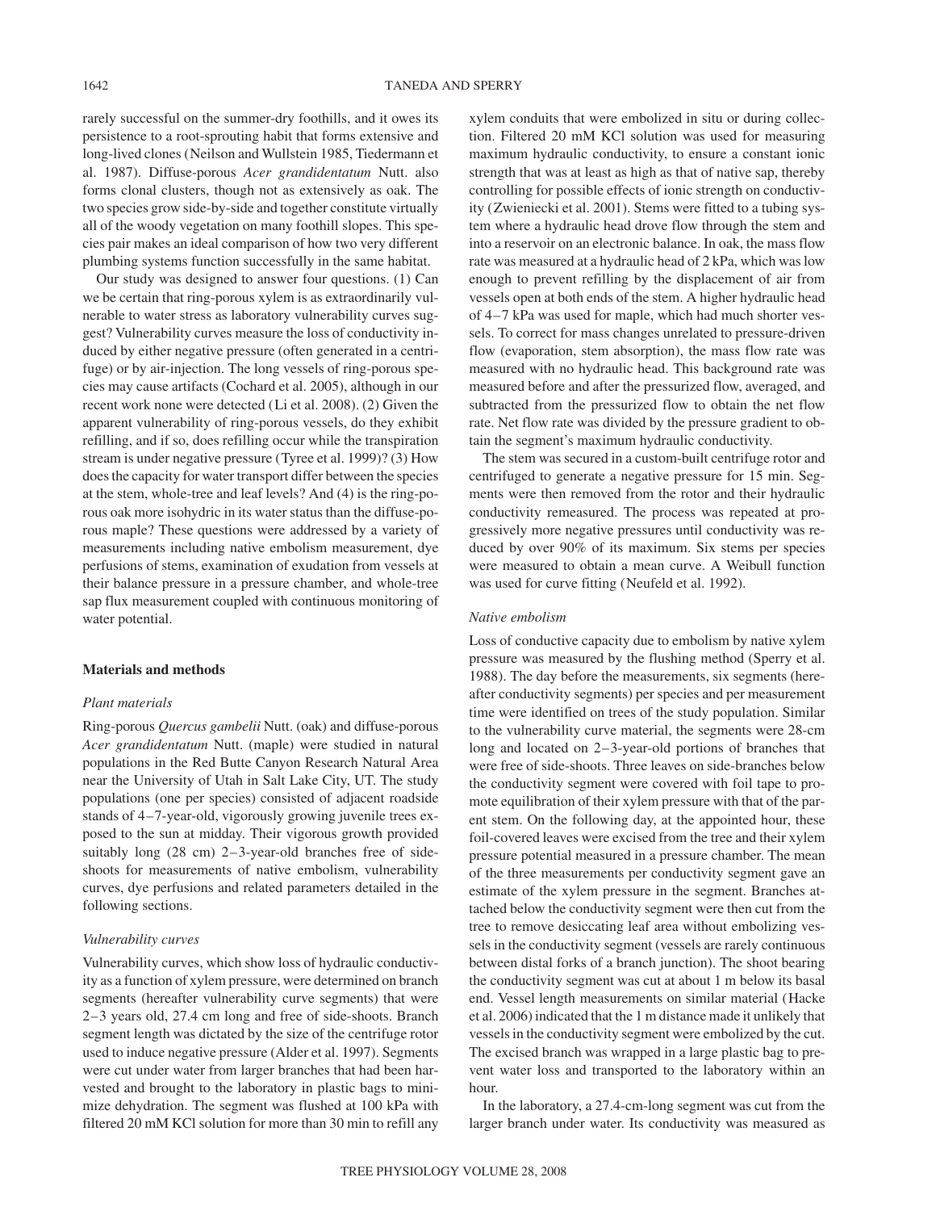rarely successful on the summer-dry foothills, and it owes its persistence to a root-sprouting habit that forms extensive and long-lived clones (Neilson and Wullstein 1985, Tiedermann et al. 1987). Diffuse-porous *Acer grandidentatum* Nutt. also forms clonal clusters, though not as extensively as oak. The two species grow side-by-side and together constitute virtually all of the woody vegetation on many foothill slopes. This species pair makes an ideal comparison of how two very different plumbing systems function successfully in the same habitat.

Our study was designed to answer four questions. (1) Can we be certain that ring-porous xylem is as extraordinarily vulnerable to water stress as laboratory vulnerability curves suggest? Vulnerability curves measure the loss of conductivity induced by either negative pressure (often generated in a centrifuge) or by air-injection. The long vessels of ring-porous species may cause artifacts (Cochard et al. 2005), although in our recent work none were detected (Li et al. 2008). (2) Given the apparent vulnerability of ring-porous vessels, do they exhibit refilling, and if so, does refilling occur while the transpiration stream is under negative pressure (Tyree et al. 1999)? (3) How does the capacity for water transport differ between the species at the stem, whole-tree and leaf levels? And (4) is the ring-porous oak more isohydric in its water status than the diffuse-porous maple? These questions were addressed by a variety of measurements including native embolism measurement, dye perfusions of stems, examination of exudation from vessels at their balance pressure in a pressure chamber, and whole-tree sap flux measurement coupled with continuous monitoring of water potential.

## Materials and methods

### Plant materials

Ring-porous *Quercus gambelii* Nutt. (oak) and diffuse-porous *Acer grandidentatum* Nutt. (maple) were studied in natural populations in the Red Butte Canyon Research Natural Area near the University of Utah in Salt Lake City, UT. The study populations (one per species) consisted of adjacent roadside stands of 4–7-year-old, vigorously growing juvenile trees exposed to the sun at midday. Their vigorous growth provided suitably long (28 cm) 2–3-year-old branches free of side-shoots for measurements of native embolism, vulnerability curves, dye perfusions and related parameters detailed in the following sections.

### Vulnerability curves

Vulnerability curves, which show loss of hydraulic conductivity as a function of xylem pressure, were determined on branch segments (hereafter vulnerability curve segments) that were 2–3 years old, 27.4 cm long and free of side-shoots. Branch segment length was dictated by the size of the centrifuge rotor used to induce negative pressure (Alder et al. 1997). Segments were cut under water from larger branches that had been harvested and brought to the laboratory in plastic bags to minimize dehydration. The segment was flushed at 100 kPa with filtered 20 mM KCl solution for more than 30 min to refill any xylem conduits that were embolized in situ or during collection. Filtered 20 mM KCl solution was used for measuring maximum hydraulic conductivity, to ensure a constant ionic strength that was at least as high as that of native sap, thereby controlling for possible effects of ionic strength on conductivity (Zwieniecki et al. 2001). Stems were fitted to a tubing system where a hydraulic head drove flow through the stem and into a reservoir on an electronic balance. In oak, the mass flow rate was measured at a hydraulic head of 2 kPa, which was low enough to prevent refilling by the displacement of air from vessels open at both ends of the stem. A higher hydraulic head of 4–7 kPa was used for maple, which had much shorter vessels. To correct for mass changes unrelated to pressure-driven flow (evaporation, stem absorption), the mass flow rate was measured with no hydraulic head. This background rate was measured before and after the pressurized flow, averaged, and subtracted from the pressurized flow to obtain the net flow rate. Net flow rate was divided by the pressure gradient to obtain the segment's maximum hydraulic conductivity.

The stem was secured in a custom-built centrifuge rotor and centrifuged to generate a negative pressure for 15 min. Segments were then removed from the rotor and their hydraulic conductivity remeasured. The process was repeated at progressively more negative pressures until conductivity was reduced by over 90% of its maximum. Six stems per species were measured to obtain a mean curve. A Weibull function was used for curve fitting (Neufeld et al. 1992).

### Native embolism

Loss of conductive capacity due to embolism by native xylem pressure was measured by the flushing method (Sperry et al. 1988). The day before the measurements, six segments (hereafter conductivity segments) per species and per measurement time were identified on trees of the study population. Similar to the vulnerability curve material, the segments were 28-cm long and located on 2–3-year-old portions of branches that were free of side-shoots. Three leaves on side-branches below the conductivity segment were covered with foil tape to promote equilibration of their xylem pressure with that of the parent stem. On the following day, at the appointed hour, these foil-covered leaves were excised from the tree and their xylem pressure potential measured in a pressure chamber. The mean of the three measurements per conductivity segment gave an estimate of the xylem pressure in the segment. Branches attached below the conductivity segment were then cut from the tree to remove desiccating leaf area without embolizing vessels in the conductivity segment (vessels are rarely continuous between distal forks of a branch junction). The shoot bearing the conductivity segment was cut at about 1 m below its basal end. Vessel length measurements on similar material (Hacke et al. 2006) indicated that the 1 m distance made it unlikely that vessels in the conductivity segment were embolized by the cut. The excised branch was wrapped in a large plastic bag to prevent water loss and transported to the laboratory within an hour.

In the laboratory, a 27.4-cm-long segment was cut from the larger branch under water. Its conductivity was measured as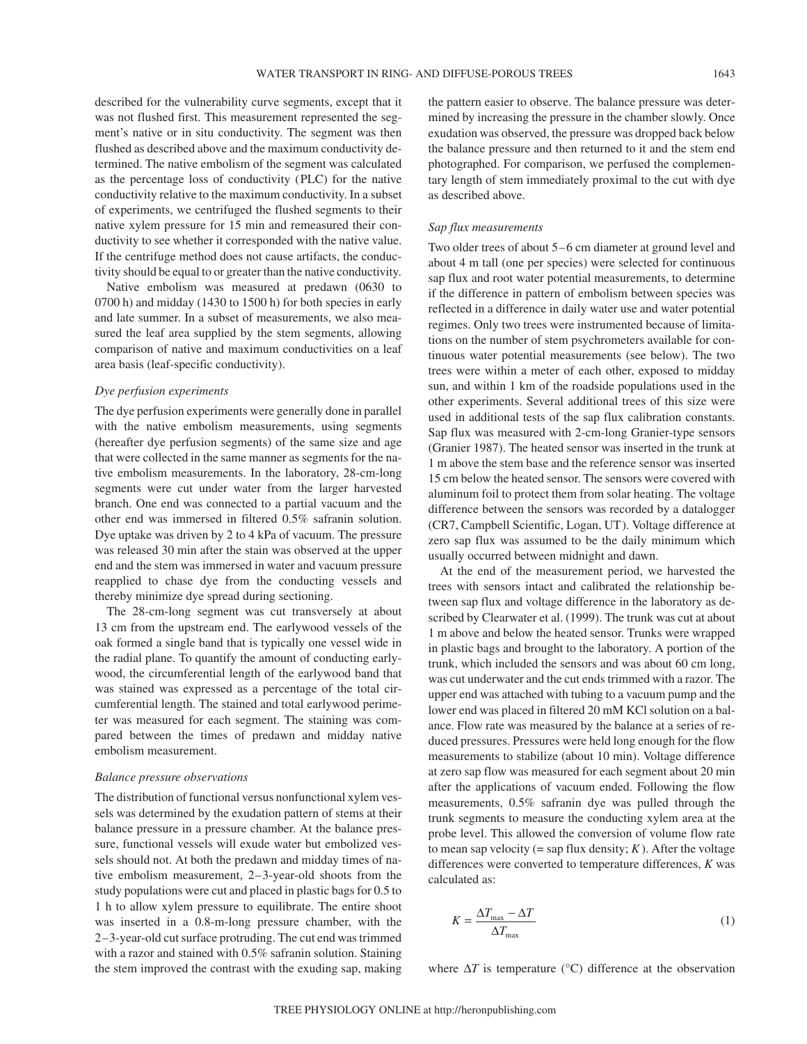described for the vulnerability curve segments, except that it was not flushed first. This measurement represented the segment's native or in situ conductivity. The segment was then flushed as described above and the maximum conductivity determined. The native embolism of the segment was calculated as the percentage loss of conductivity (PLC) for the native conductivity relative to the maximum conductivity. In a subset of experiments, we centrifuged the flushed segments to their native xylem pressure for 15 min and remeasured their conductivity to see whether it corresponded with the native value. If the centrifuge method does not cause artifacts, the conductivity should be equal to or greater than the native conductivity.

Native embolism was measured at predawn (0630 to 0700 h) and midday (1430 to 1500 h) for both species in early and late summer. In a subset of measurements, we also measured the leaf area supplied by the stem segments, allowing comparison of native and maximum conductivities on a leaf area basis (leaf-specific conductivity).

### *Dye perfusion experiments*

The dye perfusion experiments were generally done in parallel with the native embolism measurements, using segments (hereafter dye perfusion segments) of the same size and age that were collected in the same manner as segments for the native embolism measurements. In the laboratory, 28-cm-long segments were cut under water from the larger harvested branch. One end was connected to a partial vacuum and the other end was immersed in filtered 0.5% safranin solution. Dye uptake was driven by 2 to 4 kPa of vacuum. The pressure was released 30 min after the stain was observed at the upper end and the stem was immersed in water and vacuum pressure reapplied to chase dye from the conducting vessels and thereby minimize dye spread during sectioning.

The 28-cm-long segment was cut transversely at about 13 cm from the upstream end. The earlywood vessels of the oak formed a single band that is typically one vessel wide in the radial plane. To quantify the amount of conducting earlywood, the circumferential length of the earlywood band that was stained was expressed as a percentage of the total circumferential length. The stained and total earlywood perimeter was measured for each segment. The staining was compared between the times of predawn and midday native embolism measurement.

### *Balance pressure observations*

The distribution of functional versus nonfunctional xylem vessels was determined by the exudation pattern of stems at their balance pressure in a pressure chamber. At the balance pressure, functional vessels will exude water but embolized vessels should not. At both the predawn and midday times of native embolism measurement, 2–3-year-old shoots from the study populations were cut and placed in plastic bags for 0.5 to 1 h to allow xylem pressure to equilibrate. The entire shoot was inserted in a 0.8-m-long pressure chamber, with the 2–3-year-old cut surface protruding. The cut end was trimmed with a razor and stained with 0.5% safranin solution. Staining the stem improved the contrast with the exuding sap, making the pattern easier to observe. The balance pressure was determined by increasing the pressure in the chamber slowly. Once exudation was observed, the pressure was dropped back below the balance pressure and then returned to it and the stem end photographed. For comparison, we perfused the complementary length of stem immediately proximal to the cut with dye as described above.

### *Sap flux measurements*

Two older trees of about 5–6 cm diameter at ground level and about 4 m tall (one per species) were selected for continuous sap flux and root water potential measurements, to determine if the difference in pattern of embolism between species was reflected in a difference in daily water use and water potential regimes. Only two trees were instrumented because of limitations on the number of stem psychrometers available for continuous water potential measurements (see below). The two trees were within a meter of each other, exposed to midday sun, and within 1 km of the roadside populations used in the other experiments. Several additional trees of this size were used in additional tests of the sap flux calibration constants. Sap flux was measured with 2-cm-long Granier-type sensors (Granier 1987). The heated sensor was inserted in the trunk at 1 m above the stem base and the reference sensor was inserted 15 cm below the heated sensor. The sensors were covered with aluminum foil to protect them from solar heating. The voltage difference between the sensors was recorded by a datalogger (CR7, Campbell Scientific, Logan, UT). Voltage difference at zero sap flux was assumed to be the daily minimum which usually occurred between midnight and dawn.

At the end of the measurement period, we harvested the trees with sensors intact and calibrated the relationship between sap flux and voltage difference in the laboratory as described by Clearwater et al. (1999). The trunk was cut at about 1 m above and below the heated sensor. Trunks were wrapped in plastic bags and brought to the laboratory. A portion of the trunk, which included the sensors and was about 60 cm long, was cut underwater and the cut ends trimmed with a razor. The upper end was attached with tubing to a vacuum pump and the lower end was placed in filtered 20 mM KCl solution on a balance. Flow rate was measured by the balance at a series of reduced pressures. Pressures were held long enough for the flow measurements to stabilize (about 10 min). Voltage difference at zero sap flow was measured for each segment about 20 min after the applications of vacuum ended. Following the flow measurements, 0.5% safranin dye was pulled through the trunk segments to measure the conducting xylem area at the probe level. This allowed the conversion of volume flow rate to mean sap velocity (= sap flux density; $K$). After the voltage differences were converted to temperature differences, $K$ was calculated as:

$$K = \frac{\Delta T_{max} - \Delta T}{\Delta T_{max}} \tag{1}$$

where $\Delta T$ is temperature (°C) difference at the observation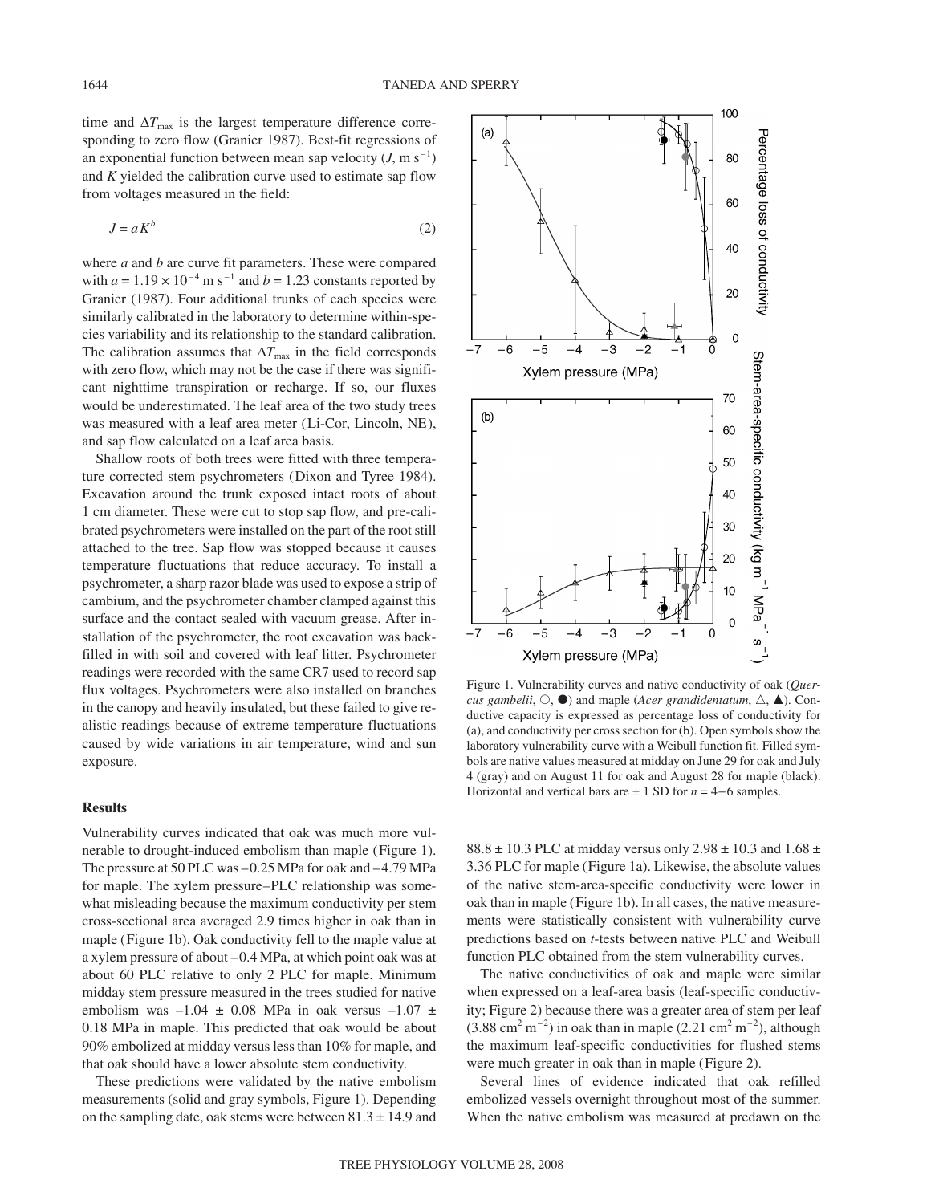time and $\Delta T_{max}$ is the largest temperature difference corresponding to zero flow (Granier 1987). Best-fit regressions of an exponential function between mean sap velocity ($J$, m s$^{-1}$) and $K$ yielded the calibration curve used to estimate sap flow from voltages measured in the field:

$$J = aK^b \tag{2}$$

where $a$ and $b$ are curve fit parameters. These were compared with $a = 1.19 \times 10^{-4}$ m s$^{-1}$ and $b = 1.23$ constants reported by Granier (1987). Four additional trunks of each species were similarly calibrated in the laboratory to determine within-species variability and its relationship to the standard calibration. The calibration assumes that $\Delta T_{max}$ in the field corresponds with zero flow, which may not be the case if there was significant nighttime transpiration or recharge. If so, our fluxes would be underestimated. The leaf area of the two study trees was measured with a leaf area meter (Li-Cor, Lincoln, NE), and sap flow calculated on a leaf area basis.

Shallow roots of both trees were fitted with three temperature corrected stem psychrometers (Dixon and Tyree 1984). Excavation around the trunk exposed intact roots of about 1 cm diameter. These were cut to stop sap flow, and pre-calibrated psychrometers were installed on the part of the root still attached to the tree. Sap flow was stopped because it causes temperature fluctuations that reduce accuracy. To install a psychrometer, a sharp razor blade was used to expose a strip of cambium, and the psychrometer chamber clamped against this surface and the contact sealed with vacuum grease. After installation of the psychrometer, the root excavation was backfilled in with soil and covered with leaf litter. Psychrometer readings were recorded with the same CR7 used to record sap flux voltages. Psychrometers were also installed on branches in the canopy and heavily insulated, but these failed to give realistic readings because of extreme temperature fluctuations caused by wide variations in air temperature, wind and sun exposure.

## Results

Vulnerability curves indicated that oak was much more vulnerable to drought-induced embolism than maple (Figure 1). The pressure at 50 PLC was –0.25 MPa for oak and –4.79 MPa for maple. The xylem pressure–PLC relationship was somewhat misleading because the maximum conductivity per stem cross-sectional area averaged 2.9 times higher in oak than in maple (Figure 1b). Oak conductivity fell to the maple value at a xylem pressure of about –0.4 MPa, at which point oak was at about 60 PLC relative to only 2 PLC for maple. Minimum midday stem pressure measured in the trees studied for native embolism was –1.04 ± 0.08 MPa in oak versus –1.07 ± 0.18 MPa in maple. This predicted that oak would be about 90% embolized at midday versus less than 10% for maple, and that oak should have a lower absolute stem conductivity.

These predictions were validated by the native embolism measurements (solid and gray symbols, Figure 1). Depending on the sampling date, oak stems were between 81.3 ± 14.9 and 88.8 ± 10.3 PLC at midday versus only 2.98 ± 10.3 and 1.68 ± 3.36 PLC for maple (Figure 1a). Likewise, the absolute values of the native stem-area-specific conductivity were lower in oak than in maple (Figure 1b). In all cases, the native measurements were statistically consistent with vulnerability curve predictions based on $t$-tests between native PLC and Weibull function PLC obtained from the stem vulnerability curves.

The native conductivities of oak and maple were similar when expressed on a leaf-area basis (leaf-specific conductivity; Figure 2) because there was a greater area of stem per leaf (3.88 cm$^2$ m$^{-2}$) in oak than in maple (2.21 cm$^2$ m$^{-2}$), although the maximum leaf-specific conductivities for flushed stems were much greater in oak than in maple (Figure 2).

Several lines of evidence indicated that oak refilled embolized vessels overnight throughout most of the summer. When the native embolism was measured at predawn on the

Figure 1. Vulnerability curves and native conductivity of oak (*Quercus gambelii*, ○, ●) and maple (*Acer grandidentatum*, △, ▲). Conductive capacity is expressed as percentage loss of conductivity for (a), and conductivity per cross section for (b). Open symbols show the laboratory vulnerability curve with a Weibull function fit. Filled symbols are native values measured at midday on June 29 for oak and July 4 (gray) and on August 11 for oak and August 28 for maple (black). Horizontal and vertical bars are ± 1 SD for $n$ = 4–6 samples.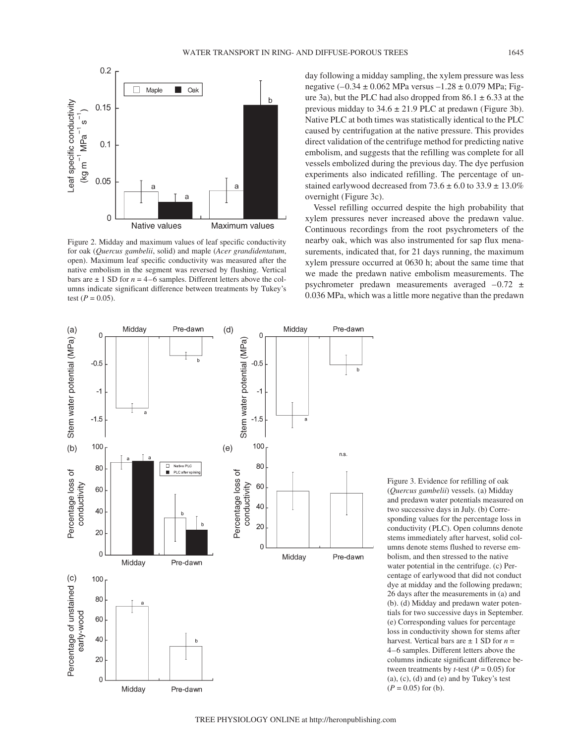Figure 2. Midday and maximum values of leaf specific conductivity for oak (*Quercus gambelii*, solid) and maple (*Acer grandidentatum*, open). Maximum leaf specific conductivity was measured after the native embolism in the segment was reversed by flushing. Vertical bars are ± 1 SD for $n$ = 4–6 samples. Different letters above the columns indicate significant difference between treatments by Tukey's test ($P$ = 0.05).

day following a midday sampling, the xylem pressure was less negative (–0.34 ± 0.062 MPa versus –1.28 ± 0.079 MPa; Figure 3a), but the PLC had also dropped from 86.1 ± 6.33 at the previous midday to 34.6 ± 21.9 PLC at predawn (Figure 3b). Native PLC at both times was statistically identical to the PLC caused by centrifugation at the native pressure. This provides direct validation of the centrifuge method for predicting native embolism, and suggests that the refilling was complete for all vessels embolized during the previous day. The dye perfusion experiments also indicated refilling. The percentage of unstained earlywood decreased from 73.6 ± 6.0 to 33.9 ± 13.0% overnight (Figure 3c).

Vessel refilling occurred despite the high probability that xylem pressures never increased above the predawn value. Continuous recordings from the root psychrometers of the nearby oak, which was also instrumented for sap flux menasurements, indicated that, for 21 days running, the maximum xylem pressure occurred at 0630 h; about the same time that we made the predawn native embolism measurements. The psychrometer predawn measurements averaged –0.72 ± 0.036 MPa, which was a little more negative than the predawn

Figure 3. Evidence for refilling of oak (*Quercus gambelii*) vessels. (a) Midday and predawn water potentials measured on two successive days in July. (b) Corresponding values for the percentage loss in conductivity (PLC). Open columns denote stems immediately after harvest, solid columns denote stems flushed to reverse embolism, and then stressed to the native water potential in the centrifuge. (c) Percentage of earlywood that did not conduct dye at midday and the following predawn; 26 days after the measurements in (a) and (b). (d) Midday and predawn water potentials for two successive days in September. (e) Corresponding values for percentage loss in conductivity shown for stems after harvest. Vertical bars are ± 1 SD for $n$ = 4–6 samples. Different letters above the columns indicate significant difference between treatments by $t$-test ($P$ = 0.05) for (a), (c), (d) and (e) and by Tukey's test ($P$ = 0.05) for (b).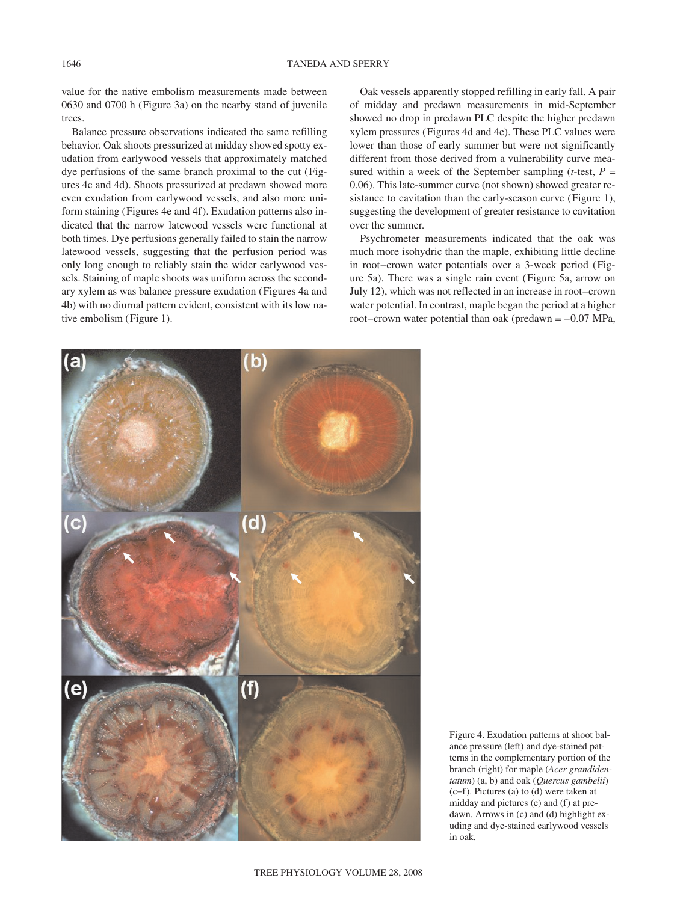value for the native embolism measurements made between 0630 and 0700 h (Figure 3a) on the nearby stand of juvenile trees.

Balance pressure observations indicated the same refilling behavior. Oak shoots pressurized at midday showed spotty exudation from earlywood vessels that approximately matched dye perfusions of the same branch proximal to the cut (Figures 4c and 4d). Shoots pressurized at predawn showed more even exudation from earlywood vessels, and also more uniform staining (Figures 4e and 4f). Exudation patterns also indicated that the narrow latewood vessels were functional at both times. Dye perfusions generally failed to stain the narrow latewood vessels, suggesting that the perfusion period was only long enough to reliably stain the wider earlywood vessels. Staining of maple shoots was uniform across the secondary xylem as was balance pressure exudation (Figures 4a and 4b) with no diurnal pattern evident, consistent with its low native embolism (Figure 1).

Oak vessels apparently stopped refilling in early fall. A pair of midday and predawn measurements in mid-September showed no drop in predawn PLC despite the higher predawn xylem pressures (Figures 4d and 4e). These PLC values were lower than those of early summer but were not significantly different from those derived from a vulnerability curve measured within a week of the September sampling ($t$-test, $P$ = 0.06). This late-summer curve (not shown) showed greater resistance to cavitation than the early-season curve (Figure 1), suggesting the development of greater resistance to cavitation over the summer.

Psychrometer measurements indicated that the oak was much more isohydric than the maple, exhibiting little decline in root–crown water potentials over a 3-week period (Figure 5a). There was a single rain event (Figure 5a, arrow on July 12), which was not reflected in an increase in root–crown water potential. In contrast, maple began the period at a higher root–crown water potential than oak (predawn = –0.07 MPa,

Figure 4. Exudation patterns at shoot balance pressure (left) and dye-stained patterns in the complementary portion of the branch (right) for maple (*Acer grandidentatum*) (a, b) and oak (*Quercus gambelii*) (c–f). Pictures (a) to (d) were taken at midday and pictures (e) and (f) at predawn. Arrows in (c) and (d) highlight exuding and dye-stained earlywood vessels in oak.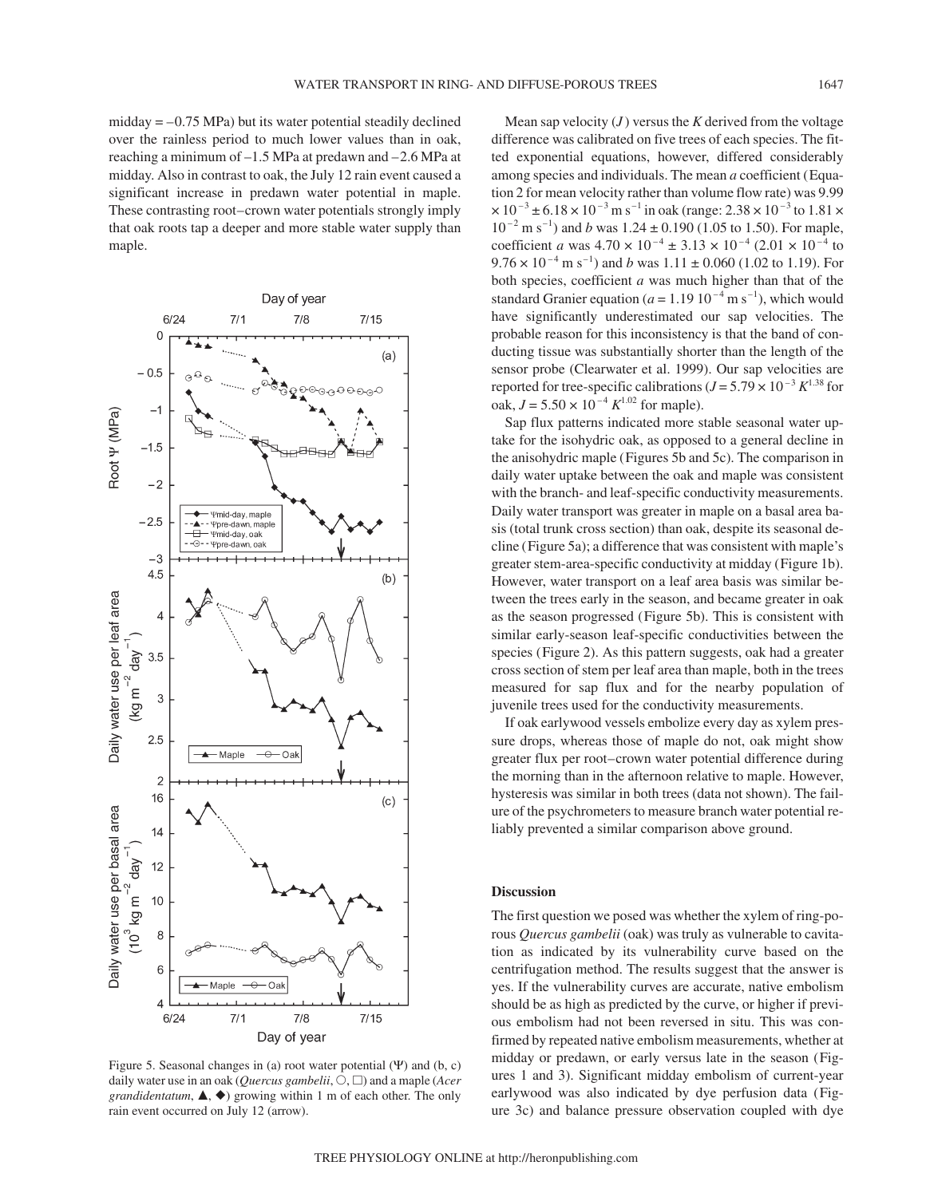midday = –0.75 MPa) but its water potential steadily declined over the rainless period to much lower values than in oak, reaching a minimum of –1.5 MPa at predawn and –2.6 MPa at midday. Also in contrast to oak, the July 12 rain event caused a significant increase in predawn water potential in maple. These contrasting root–crown water potentials strongly imply that oak roots tap a deeper and more stable water supply than maple.

Figure 5. Seasonal changes in (a) root water potential (Ψ) and (b, c) daily water use in an oak (*Quercus gambelii*, ○, □) and a maple (*Acer grandidentatum*, ▲, ◆) growing within 1 m of each other. The only rain event occurred on July 12 (arrow).

Mean sap velocity ($J$) versus the $K$ derived from the voltage difference was calibrated on five trees of each species. The fitted exponential equations, however, differed considerably among species and individuals. The mean $a$ coefficient (Equation 2 for mean velocity rather than volume flow rate) was $9.99 \times 10^{-3} \pm 6.18 \times 10^{-3}$ m s$^{-1}$ in oak (range: $2.38 \times 10^{-3}$ to $1.81 \times 10^{-2}$ m s$^{-1}$) and $b$ was $1.24 \pm 0.190$ (1.05 to 1.50). For maple, coefficient $a$ was $4.70 \times 10^{-4} \pm 3.13 \times 10^{-4}$ ($2.01 \times 10^{-4}$ to $9.76 \times 10^{-4}$ m s$^{-1}$) and $b$ was $1.11 \pm 0.060$ (1.02 to 1.19). For both species, coefficient $a$ was much higher than that of the standard Granier equation ($a = 1.19\ 10^{-4}$ m s$^{-1}$), which would have significantly underestimated our sap velocities. The probable reason for this inconsistency is that the band of conducting tissue was substantially shorter than the length of the sensor probe (Clearwater et al. 1999). Our sap velocities are reported for tree-specific calibrations ($J = 5.79 \times 10^{-3} K^{1.38}$ for oak, $J = 5.50 \times 10^{-4} K^{1.02}$ for maple).

Sap flux patterns indicated more stable seasonal water uptake for the isohydric oak, as opposed to a general decline in the anisohydric maple (Figures 5b and 5c). The comparison in daily water uptake between the oak and maple was consistent with the branch- and leaf-specific conductivity measurements. Daily water transport was greater in maple on a basal area basis (total trunk cross section) than oak, despite its seasonal decline (Figure 5a); a difference that was consistent with maple's greater stem-area-specific conductivity at midday (Figure 1b). However, water transport on a leaf area basis was similar between the trees early in the season, and became greater in oak as the season progressed (Figure 5b). This is consistent with similar early-season leaf-specific conductivities between the species (Figure 2). As this pattern suggests, oak had a greater cross section of stem per leaf area than maple, both in the trees measured for sap flux and for the nearby population of juvenile trees used for the conductivity measurements.

If oak earlywood vessels embolize every day as xylem pressure drops, whereas those of maple do not, oak might show greater flux per root–crown water potential difference during the morning than in the afternoon relative to maple. However, hysteresis was similar in both trees (data not shown). The failure of the psychrometers to measure branch water potential reliably prevented a similar comparison above ground.

## Discussion

The first question we posed was whether the xylem of ring-porous *Quercus gambelii* (oak) was truly as vulnerable to cavitation as indicated by its vulnerability curve based on the centrifugation method. The results suggest that the answer is yes. If the vulnerability curves are accurate, native embolism should be as high as predicted by the curve, or higher if previous embolism had not been reversed in situ. This was confirmed by repeated native embolism measurements, whether at midday or predawn, or early versus late in the season (Figures 1 and 3). Significant midday embolism of current-year earlywood was also indicated by dye perfusion data (Figure 3c) and balance pressure observation coupled with dye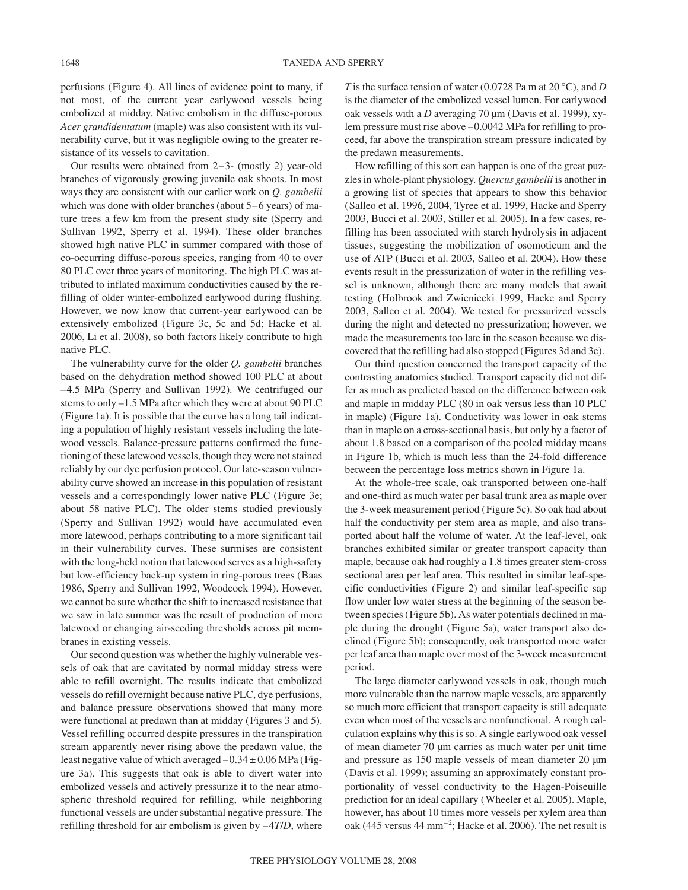perfusions (Figure 4). All lines of evidence point to many, if not most, of the current year earlywood vessels being embolized at midday. Native embolism in the diffuse-porous *Acer grandidentatum* (maple) was also consistent with its vulnerability curve, but it was negligible owing to the greater resistance of its vessels to cavitation.

Our results were obtained from 2–3- (mostly 2) year-old branches of vigorously growing juvenile oak shoots. In most ways they are consistent with our earlier work on *Q. gambelii* which was done with older branches (about 5–6 years) of mature trees a few km from the present study site (Sperry and Sullivan 1992, Sperry et al. 1994). These older branches showed high native PLC in summer compared with those of co-occurring diffuse-porous species, ranging from 40 to over 80 PLC over three years of monitoring. The high PLC was attributed to inflated maximum conductivities caused by the refilling of older winter-embolized earlywood during flushing. However, we now know that current-year earlywood can be extensively embolized (Figure 3c, 5c and 5d; Hacke et al. 2006, Li et al. 2008), so both factors likely contribute to high native PLC.

The vulnerability curve for the older *Q. gambelii* branches based on the dehydration method showed 100 PLC at about –4.5 MPa (Sperry and Sullivan 1992). We centrifuged our stems to only –1.5 MPa after which they were at about 90 PLC (Figure 1a). It is possible that the curve has a long tail indicating a population of highly resistant vessels including the latewood vessels. Balance-pressure patterns confirmed the functioning of these latewood vessels, though they were not stained reliably by our dye perfusion protocol. Our late-season vulnerability curve showed an increase in this population of resistant vessels and a correspondingly lower native PLC (Figure 3e; about 58 native PLC). The older stems studied previously (Sperry and Sullivan 1992) would have accumulated even more latewood, perhaps contributing to a more significant tail in their vulnerability curves. These surmises are consistent with the long-held notion that latewood serves as a high-safety but low-efficiency back-up system in ring-porous trees (Baas 1986, Sperry and Sullivan 1992, Woodcock 1994). However, we cannot be sure whether the shift to increased resistance that we saw in late summer was the result of production of more latewood or changing air-seeding thresholds across pit membranes in existing vessels.

Our second question was whether the highly vulnerable vessels of oak that are cavitated by normal midday stress were able to refill overnight. The results indicate that embolized vessels do refill overnight because native PLC, dye perfusions, and balance pressure observations showed that many more were functional at predawn than at midday (Figures 3 and 5). Vessel refilling occurred despite pressures in the transpiration stream apparently never rising above the predawn value, the least negative value of which averaged –0.34 ± 0.06 MPa (Figure 3a). This suggests that oak is able to divert water into embolized vessels and actively pressurize it to the near atmospheric threshold required for refilling, while neighboring functional vessels are under substantial negative pressure. The refilling threshold for air embolism is given by $-4T/D$, where $T$ is the surface tension of water (0.0728 Pa m at 20 °C), and $D$ is the diameter of the embolized vessel lumen. For earlywood oak vessels with a $D$ averaging 70 μm (Davis et al. 1999), xylem pressure must rise above –0.0042 MPa for refilling to proceed, far above the transpiration stream pressure indicated by the predawn measurements.

How refilling of this sort can happen is one of the great puzzles in whole-plant physiology. *Quercus gambelii* is another in a growing list of species that appears to show this behavior (Salleo et al. 1996, 2004, Tyree et al. 1999, Hacke and Sperry 2003, Bucci et al. 2003, Stiller et al. 2005). In a few cases, refilling has been associated with starch hydrolysis in adjacent tissues, suggesting the mobilization of osomoticum and the use of ATP (Bucci et al. 2003, Salleo et al. 2004). How these events result in the pressurization of water in the refilling vessel is unknown, although there are many models that await testing (Holbrook and Zwieniecki 1999, Hacke and Sperry 2003, Salleo et al. 2004). We tested for pressurized vessels during the night and detected no pressurization; however, we made the measurements too late in the season because we discovered that the refilling had also stopped (Figures 3d and 3e).

Our third question concerned the transport capacity of the contrasting anatomies studied. Transport capacity did not differ as much as predicted based on the difference between oak and maple in midday PLC (80 in oak versus less than 10 PLC in maple) (Figure 1a). Conductivity was lower in oak stems than in maple on a cross-sectional basis, but only by a factor of about 1.8 based on a comparison of the pooled midday means in Figure 1b, which is much less than the 24-fold difference between the percentage loss metrics shown in Figure 1a.

At the whole-tree scale, oak transported between one-half and one-third as much water per basal trunk area as maple over the 3-week measurement period (Figure 5c). So oak had about half the conductivity per stem area as maple, and also transported about half the volume of water. At the leaf-level, oak branches exhibited similar or greater transport capacity than maple, because oak had roughly a 1.8 times greater stem-cross sectional area per leaf area. This resulted in similar leaf-specific conductivities (Figure 2) and similar leaf-specific sap flow under low water stress at the beginning of the season between species (Figure 5b). As water potentials declined in maple during the drought (Figure 5a), water transport also declined (Figure 5b); consequently, oak transported more water per leaf area than maple over most of the 3-week measurement period.

The large diameter earlywood vessels in oak, though much more vulnerable than the narrow maple vessels, are apparently so much more efficient that transport capacity is still adequate even when most of the vessels are nonfunctional. A rough calculation explains why this is so. A single earlywood oak vessel of mean diameter 70 μm carries as much water per unit time and pressure as 150 maple vessels of mean diameter 20 μm (Davis et al. 1999); assuming an approximately constant proportionality of vessel conductivity to the Hagen-Poiseuille prediction for an ideal capillary (Wheeler et al. 2005). Maple, however, has about 10 times more vessels per xylem area than oak (445 versus 44 $\mathrm{mm}^{-2}$; Hacke et al. 2006). The net result is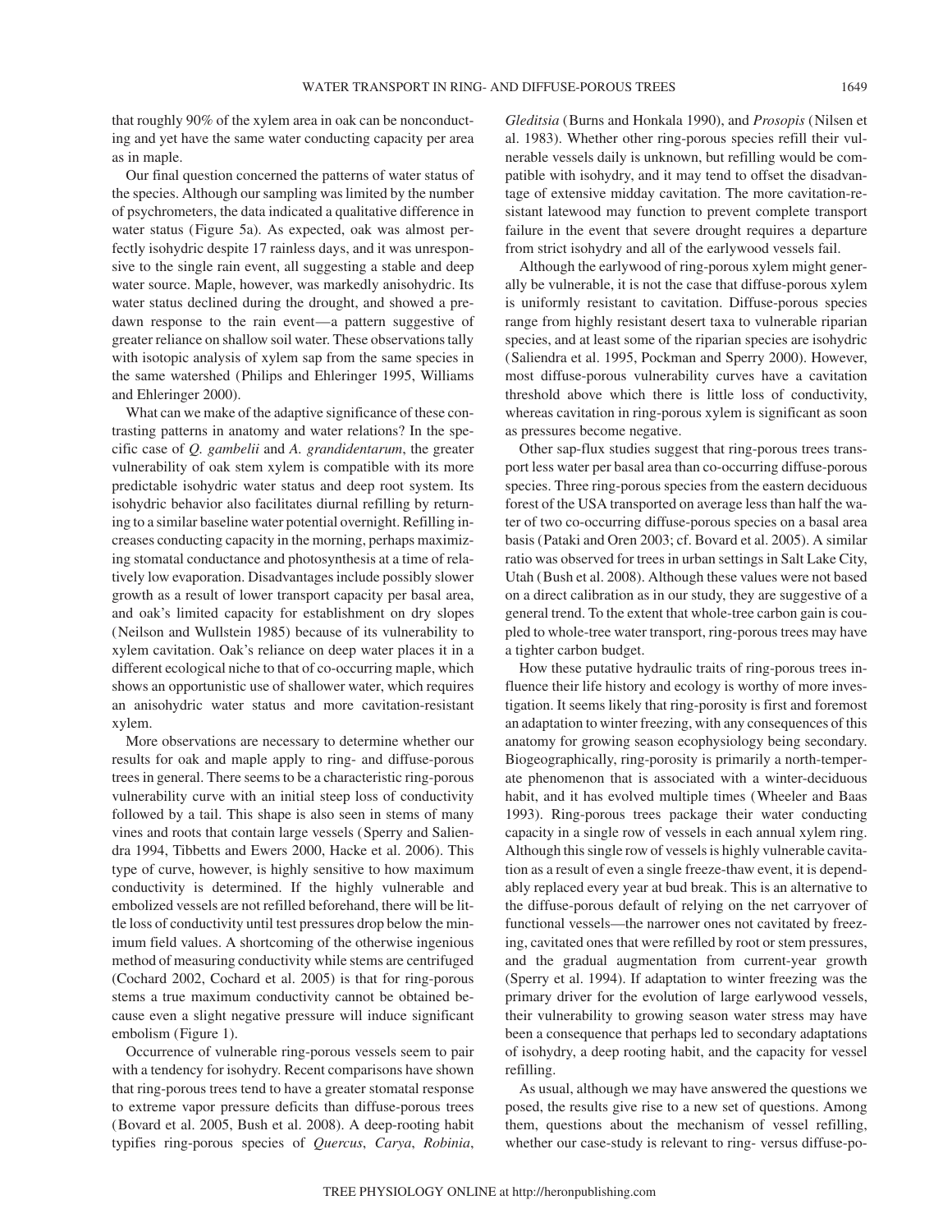that roughly 90% of the xylem area in oak can be nonconducting and yet have the same water conducting capacity per area as in maple.

Our final question concerned the patterns of water status of the species. Although our sampling was limited by the number of psychrometers, the data indicated a qualitative difference in water status (Figure 5a). As expected, oak was almost perfectly isohydric despite 17 rainless days, and it was unresponsive to the single rain event, all suggesting a stable and deep water source. Maple, however, was markedly anisohydric. Its water status declined during the drought, and showed a predawn response to the rain event—a pattern suggestive of greater reliance on shallow soil water. These observations tally with isotopic analysis of xylem sap from the same species in the same watershed (Philips and Ehleringer 1995, Williams and Ehleringer 2000).

What can we make of the adaptive significance of these contrasting patterns in anatomy and water relations? In the specific case of *Q. gambelii* and *A. grandidentarum*, the greater vulnerability of oak stem xylem is compatible with its more predictable isohydric water status and deep root system. Its isohydric behavior also facilitates diurnal refilling by returning to a similar baseline water potential overnight. Refilling increases conducting capacity in the morning, perhaps maximizing stomatal conductance and photosynthesis at a time of relatively low evaporation. Disadvantages include possibly slower growth as a result of lower transport capacity per basal area, and oak's limited capacity for establishment on dry slopes (Neilson and Wullstein 1985) because of its vulnerability to xylem cavitation. Oak's reliance on deep water places it in a different ecological niche to that of co-occurring maple, which shows an opportunistic use of shallower water, which requires an anisohydric water status and more cavitation-resistant xylem.

More observations are necessary to determine whether our results for oak and maple apply to ring- and diffuse-porous trees in general. There seems to be a characteristic ring-porous vulnerability curve with an initial steep loss of conductivity followed by a tail. This shape is also seen in stems of many vines and roots that contain large vessels (Sperry and Saliendra 1994, Tibbetts and Ewers 2000, Hacke et al. 2006). This type of curve, however, is highly sensitive to how maximum conductivity is determined. If the highly vulnerable and embolized vessels are not refilled beforehand, there will be little loss of conductivity until test pressures drop below the minimum field values. A shortcoming of the otherwise ingenious method of measuring conductivity while stems are centrifuged (Cochard 2002, Cochard et al. 2005) is that for ring-porous stems a true maximum conductivity cannot be obtained because even a slight negative pressure will induce significant embolism (Figure 1).

Occurrence of vulnerable ring-porous vessels seem to pair with a tendency for isohydry. Recent comparisons have shown that ring-porous trees tend to have a greater stomatal response to extreme vapor pressure deficits than diffuse-porous trees (Bovard et al. 2005, Bush et al. 2008). A deep-rooting habit typifies ring-porous species of *Quercus*, *Carya*, *Robinia*, *Gleditsia* (Burns and Honkala 1990), and *Prosopis* (Nilsen et al. 1983). Whether other ring-porous species refill their vulnerable vessels daily is unknown, but refilling would be compatible with isohydry, and it may tend to offset the disadvantage of extensive midday cavitation. The more cavitation-resistant latewood may function to prevent complete transport failure in the event that severe drought requires a departure from strict isohydry and all of the earlywood vessels fail.

Although the earlywood of ring-porous xylem might generally be vulnerable, it is not the case that diffuse-porous xylem is uniformly resistant to cavitation. Diffuse-porous species range from highly resistant desert taxa to vulnerable riparian species, and at least some of the riparian species are isohydric (Saliendra et al. 1995, Pockman and Sperry 2000). However, most diffuse-porous vulnerability curves have a cavitation threshold above which there is little loss of conductivity, whereas cavitation in ring-porous xylem is significant as soon as pressures become negative.

Other sap-flux studies suggest that ring-porous trees transport less water per basal area than co-occurring diffuse-porous species. Three ring-porous species from the eastern deciduous forest of the USA transported on average less than half the water of two co-occurring diffuse-porous species on a basal area basis (Pataki and Oren 2003; cf. Bovard et al. 2005). A similar ratio was observed for trees in urban settings in Salt Lake City, Utah (Bush et al. 2008). Although these values were not based on a direct calibration as in our study, they are suggestive of a general trend. To the extent that whole-tree carbon gain is coupled to whole-tree water transport, ring-porous trees may have a tighter carbon budget.

How these putative hydraulic traits of ring-porous trees influence their life history and ecology is worthy of more investigation. It seems likely that ring-porosity is first and foremost an adaptation to winter freezing, with any consequences of this anatomy for growing season ecophysiology being secondary. Biogeographically, ring-porosity is primarily a north-temperate phenomenon that is associated with a winter-deciduous habit, and it has evolved multiple times (Wheeler and Baas 1993). Ring-porous trees package their water conducting capacity in a single row of vessels in each annual xylem ring. Although this single row of vessels is highly vulnerable cavitation as a result of even a single freeze-thaw event, it is dependably replaced every year at bud break. This is an alternative to the diffuse-porous default of relying on the net carryover of functional vessels—the narrower ones not cavitated by freezing, cavitated ones that were refilled by root or stem pressures, and the gradual augmentation from current-year growth (Sperry et al. 1994). If adaptation to winter freezing was the primary driver for the evolution of large earlywood vessels, their vulnerability to growing season water stress may have been a consequence that perhaps led to secondary adaptations of isohydry, a deep rooting habit, and the capacity for vessel refilling.

As usual, although we may have answered the questions we posed, the results give rise to a new set of questions. Among them, questions about the mechanism of vessel refilling, whether our case-study is relevant to ring- versus diffuse-po-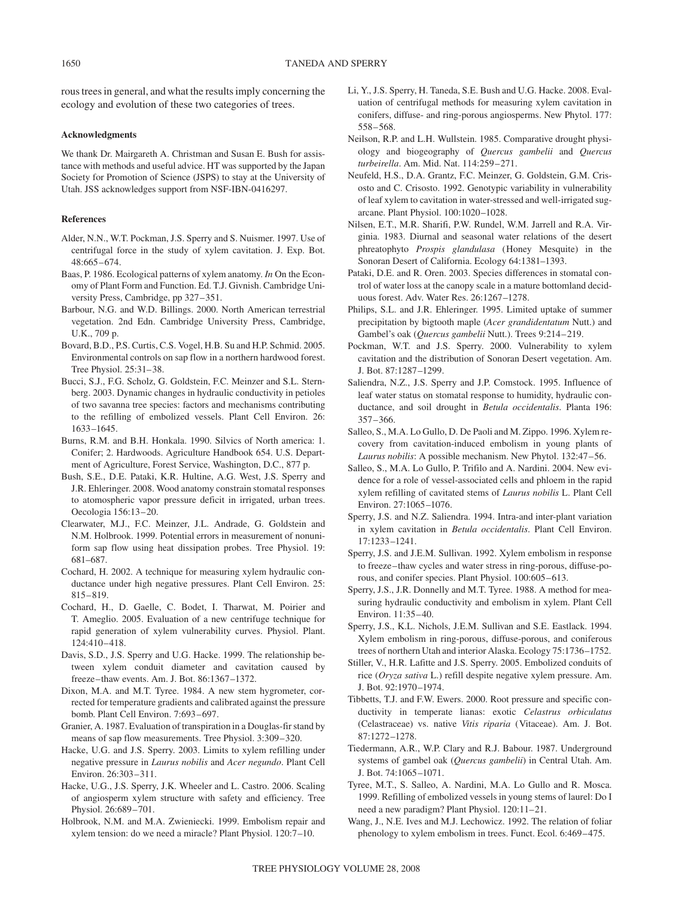rous trees in general, and what the results imply concerning the ecology and evolution of these two categories of trees.

#### Acknowledgments

We thank Dr. Mairgareth A. Christman and Susan E. Bush for assistance with methods and useful advice. HT was supported by the Japan Society for Promotion of Science (JSPS) to stay at the University of Utah. JSS acknowledges support from NSF-IBN-0416297.

#### References

Alder, N.N., W.T. Pockman, J.S. Sperry and S. Nuismer. 1997. Use of centrifugal force in the study of xylem cavitation. J. Exp. Bot. 48:665–674.

Baas, P. 1986. Ecological patterns of xylem anatomy. *In* On the Economy of Plant Form and Function. Ed. T.J. Givnish. Cambridge University Press, Cambridge, pp 327–351.

Barbour, N.G. and W.D. Billings. 2000. North American terrestrial vegetation. 2nd Edn. Cambridge University Press, Cambridge, U.K., 709 p.

Bovard, B.D., P.S. Curtis, C.S. Vogel, H.B. Su and H.P. Schmid. 2005. Environmental controls on sap flow in a northern hardwood forest. Tree Physiol. 25:31–38.

Bucci, S.J., F.G. Scholz, G. Goldstein, F.C. Meinzer and S.L. Sternberg. 2003. Dynamic changes in hydraulic conductivity in petioles of two savanna tree species: factors and mechanisms contributing to the refilling of embolized vessels. Plant Cell Environ. 26: 1633–1645.

Burns, R.M. and B.H. Honkala. 1990. Silvics of North america: 1. Conifer; 2. Hardwoods. Agriculture Handbook 654. U.S. Department of Agriculture, Forest Service, Washington, D.C., 877 p.

Bush, S.E., D.E. Pataki, K.R. Hultine, A.G. West, J.S. Sperry and J.R. Ehleringer. 2008. Wood anatomy constrain stomatal responses to atomospheric vapor pressure deficit in irrigated, urban trees. Oecologia 156:13–20.

Clearwater, M.J., F.C. Meinzer, J.L. Andrade, G. Goldstein and N.M. Holbrook. 1999. Potential errors in measurement of nonuniform sap flow using heat dissipation probes. Tree Physiol. 19: 681–687.

Cochard, H. 2002. A technique for measuring xylem hydraulic conductance under high negative pressures. Plant Cell Environ. 25: 815–819.

Cochard, H., D. Gaelle, C. Bodet, I. Tharwat, M. Poirier and T. Ameglio. 2005. Evaluation of a new centrifuge technique for rapid generation of xylem vulnerability curves. Physiol. Plant. 124:410–418.

Davis, S.D., J.S. Sperry and U.G. Hacke. 1999. The relationship between xylem conduit diameter and cavitation caused by freeze–thaw events. Am. J. Bot. 86:1367–1372.

Dixon, M.A. and M.T. Tyree. 1984. A new stem hygrometer, corrected for temperature gradients and calibrated against the pressure bomb. Plant Cell Environ. 7:693–697.

Granier, A. 1987. Evaluation of transpiration in a Douglas-fir stand by means of sap flow measurements. Tree Physiol. 3:309–320.

Hacke, U.G. and J.S. Sperry. 2003. Limits to xylem refilling under negative pressure in *Laurus nobilis* and *Acer negundo*. Plant Cell Environ. 26:303–311.

Hacke, U.G., J.S. Sperry, J.K. Wheeler and L. Castro. 2006. Scaling of angiosperm xylem structure with safety and efficiency. Tree Physiol. 26:689–701.

Holbrook, N.M. and M.A. Zwieniecki. 1999. Embolism repair and xylem tension: do we need a miracle? Plant Physiol. 120:7–10.

Li, Y., J.S. Sperry, H. Taneda, S.E. Bush and U.G. Hacke. 2008. Evaluation of centrifugal methods for measuring xylem cavitation in conifers, diffuse- and ring-porous angiosperms. New Phytol. 177: 558–568.

Neilson, R.P. and L.H. Wullstein. 1985. Comparative drought physiology and biogeography of *Quercus gambelii* and *Quercus turbeirella*. Am. Mid. Nat. 114:259–271.

Neufeld, H.S., D.A. Grantz, F.C. Meinzer, G. Goldstein, G.M. Crisosto and C. Crisosto. 1992. Genotypic variability in vulnerability of leaf xylem to cavitation in water-stressed and well-irrigated sugarcane. Plant Physiol. 100:1020–1028.

Nilsen, E.T., M.R. Sharifi, P.W. Rundel, W.M. Jarrell and R.A. Virginia. 1983. Diurnal and seasonal water relations of the desert phreatophyto *Prospis glandulasa* (Honey Mesquite) in the Sonoran Desert of California. Ecology 64:1381–1393.

Pataki, D.E. and R. Oren. 2003. Species differences in stomatal control of water loss at the canopy scale in a mature bottomland deciduous forest. Adv. Water Res. 26:1267–1278.

Philips, S.L. and J.R. Ehleringer. 1995. Limited uptake of summer precipitation by bigtooth maple (*Acer grandidentatum* Nutt.) and Gambel's oak (*Quercus gambelii* Nutt.). Trees 9:214–219.

Pockman, W.T. and J.S. Sperry. 2000. Vulnerability to xylem cavitation and the distribution of Sonoran Desert vegetation. Am. J. Bot. 87:1287–1299.

Saliendra, N.Z., J.S. Sperry and J.P. Comstock. 1995. Influence of leaf water status on stomatal response to humidity, hydraulic conductance, and soil drought in *Betula occidentalis*. Planta 196: 357–366.

Salleo, S., M.A. Lo Gullo, D. De Paoli and M. Zippo. 1996. Xylem recovery from cavitation-induced embolism in young plants of *Laurus nobilis*: A possible mechanism. New Phytol. 132:47–56.

Salleo, S., M.A. Lo Gullo, P. Trifilo and A. Nardini. 2004. New evidence for a role of vessel-associated cells and phloem in the rapid xylem refilling of cavitated stems of *Laurus nobilis* L. Plant Cell Environ. 27:1065–1076.

Sperry, J.S. and N.Z. Saliendra. 1994. Intra-and inter-plant variation in xylem cavitation in *Betula occidentalis*. Plant Cell Environ. 17:1233–1241.

Sperry, J.S. and J.E.M. Sullivan. 1992. Xylem embolism in response to freeze–thaw cycles and water stress in ring-porous, diffuse-porous, and conifer species. Plant Physiol. 100:605–613.

Sperry, J.S., J.R. Donnelly and M.T. Tyree. 1988. A method for measuring hydraulic conductivity and embolism in xylem. Plant Cell Environ. 11:35–40.

Sperry, J.S., K.L. Nichols, J.E.M. Sullivan and S.E. Eastlack. 1994. Xylem embolism in ring-porous, diffuse-porous, and coniferous trees of northern Utah and interior Alaska. Ecology 75:1736–1752.

Stiller, V., H.R. Lafitte and J.S. Sperry. 2005. Embolized conduits of rice (*Oryza sativa* L.) refill despite negative xylem pressure. Am. J. Bot. 92:1970–1974.

Tibbetts, T.J. and F.W. Ewers. 2000. Root pressure and specific conductivity in temperate lianas: exotic *Celastrus orbiculatus* (Celastraceae) vs. native *Vitis riparia* (Vitaceae). Am. J. Bot. 87:1272–1278.

Tiedermann, A.R., W.P. Clary and R.J. Babour. 1987. Underground systems of gambel oak (*Quercus gambelii*) in Central Utah. Am. J. Bot. 74:1065–1071.

Tyree, M.T., S. Salleo, A. Nardini, M.A. Lo Gullo and R. Mosca. 1999. Refilling of embolized vessels in young stems of laurel: Do I need a new paradigm? Plant Physiol. 120:11–21.

Wang, J., N.E. Ives and M.J. Lechowicz. 1992. The relation of foliar phenology to xylem embolism in trees. Funct. Ecol. 6:469–475.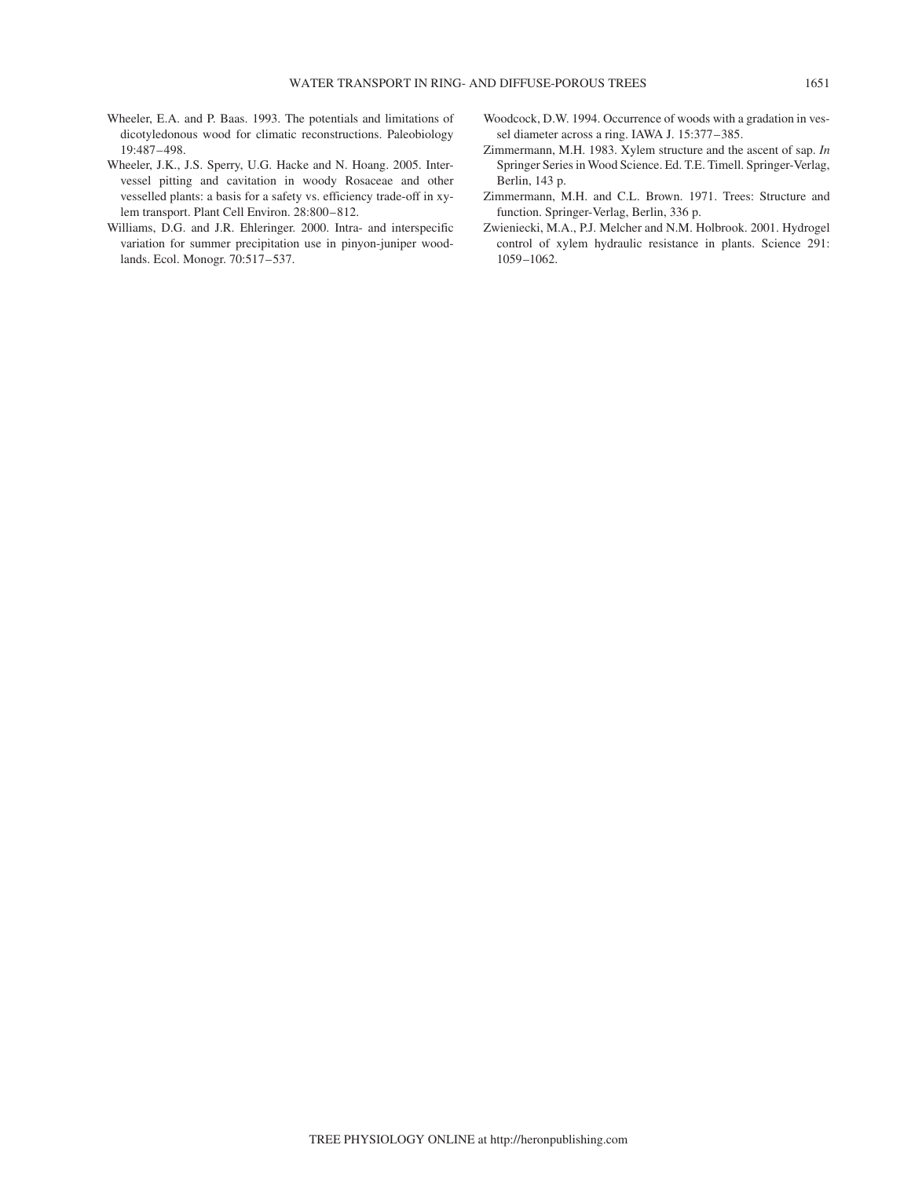Wheeler, E.A. and P. Baas. 1993. The potentials and limitations of dicotyledonous wood for climatic reconstructions. Paleobiology 19:487–498.

Wheeler, J.K., J.S. Sperry, U.G. Hacke and N. Hoang. 2005. Intervessel pitting and cavitation in woody Rosaceae and other vesselled plants: a basis for a safety vs. efficiency trade-off in xylem transport. Plant Cell Environ. 28:800–812.

Williams, D.G. and J.R. Ehleringer. 2000. Intra- and interspecific variation for summer precipitation use in pinyon-juniper woodlands. Ecol. Monogr. 70:517–537.

Woodcock, D.W. 1994. Occurrence of woods with a gradation in vessel diameter across a ring. IAWA J. 15:377–385.

Zimmermann, M.H. 1983. Xylem structure and the ascent of sap. *In* Springer Series in Wood Science. Ed. T.E. Timell. Springer-Verlag, Berlin, 143 p.

Zimmermann, M.H. and C.L. Brown. 1971. Trees: Structure and function. Springer-Verlag, Berlin, 336 p.

Zwieniecki, M.A., P.J. Melcher and N.M. Holbrook. 2001. Hydrogel control of xylem hydraulic resistance in plants. Science 291: 1059–1062.